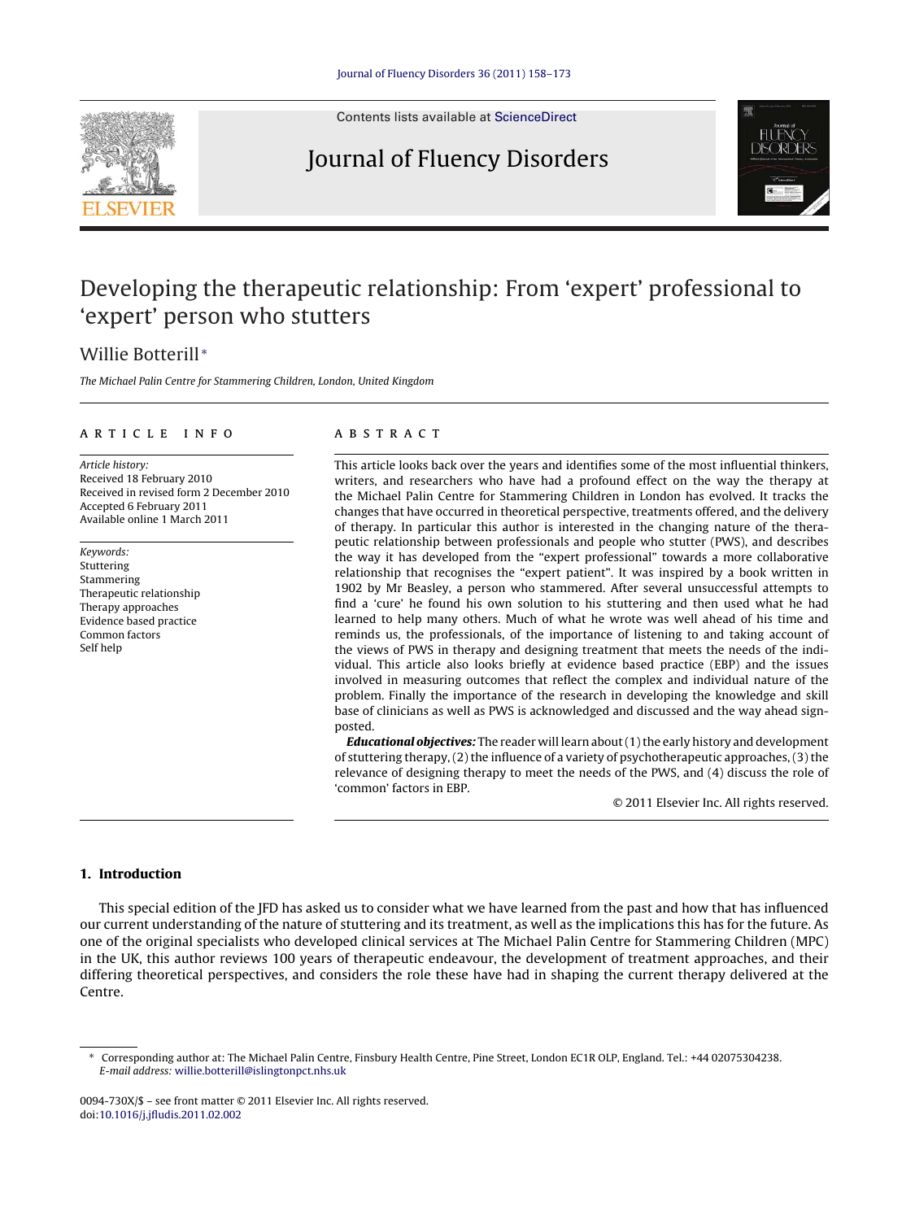# Developing the therapeutic relationship: From 'expert' professional to 'expert' person who stutters

Willie Botterill*

*The Michael Palin Centre for Stammering Children, London, United Kingdom*

## ARTICLE INFO

*Article history:*
Received 18 February 2010
Received in revised form 2 December 2010
Accepted 6 February 2011
Available online 1 March 2011

*Keywords:*
Stuttering
Stammering
Therapeutic relationship
Therapy approaches
Evidence based practice
Common factors
Self help

## ABSTRACT

This article looks back over the years and identifies some of the most influential thinkers, writers, and researchers who have had a profound effect on the way the therapy at the Michael Palin Centre for Stammering Children in London has evolved. It tracks the changes that have occurred in theoretical perspective, treatments offered, and the delivery of therapy. In particular this author is interested in the changing nature of the therapeutic relationship between professionals and people who stutter (PWS), and describes the way it has developed from the "expert professional" towards a more collaborative relationship that recognises the "expert patient". It was inspired by a book written in 1902 by Mr Beasley, a person who stammered. After several unsuccessful attempts to find a 'cure' he found his own solution to his stuttering and then used what he had learned to help many others. Much of what he wrote was well ahead of his time and reminds us, the professionals, of the importance of listening to and taking account of the views of PWS in therapy and designing treatment that meets the needs of the individual. This article also looks briefly at evidence based practice (EBP) and the issues involved in measuring outcomes that reflect the complex and individual nature of the problem. Finally the importance of the research in developing the knowledge and skill base of clinicians as well as PWS is acknowledged and discussed and the way ahead signposted.

***Educational objectives:*** The reader will learn about (1) the early history and development of stuttering therapy, (2) the influence of a variety of psychotherapeutic approaches, (3) the relevance of designing therapy to meet the needs of the PWS, and (4) discuss the role of 'common' factors in EBP.

© 2011 Elsevier Inc. All rights reserved.

## 1. Introduction

This special edition of the JFD has asked us to consider what we have learned from the past and how that has influenced our current understanding of the nature of stuttering and its treatment, as well as the implications this has for the future. As one of the original specialists who developed clinical services at The Michael Palin Centre for Stammering Children (MPC) in the UK, this author reviews 100 years of therapeutic endeavour, the development of treatment approaches, and their differing theoretical perspectives, and considers the role these have had in shaping the current therapy delivered at the Centre.

---

\* Corresponding author at: The Michael Palin Centre, Finsbury Health Centre, Pine Street, London EC1R OLP, England. Tel.: +44 02075304238.
*E-mail address:* willie.botterill@islingtonpct.nhs.uk

0094-730X/$ – see front matter © 2011 Elsevier Inc. All rights reserved.
doi:10.1016/j.jfludis.2011.02.002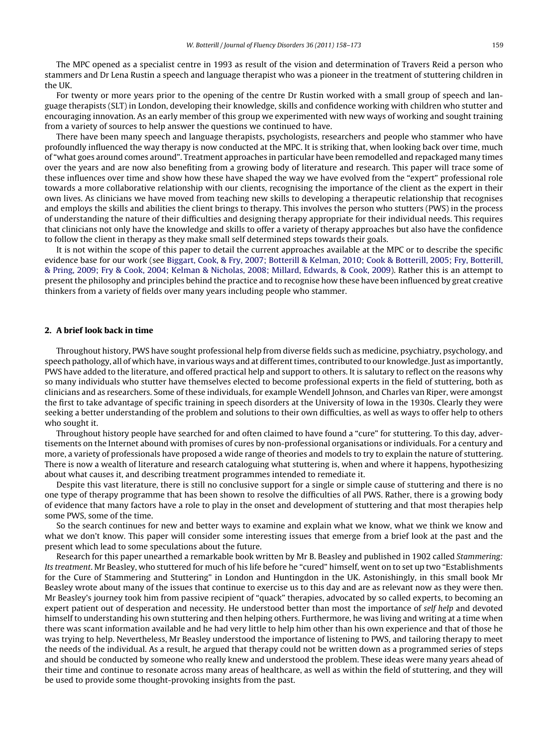The MPC opened as a specialist centre in 1993 as result of the vision and determination of Travers Reid a person who stammers and Dr Lena Rustin a speech and language therapist who was a pioneer in the treatment of stuttering children in the UK.

For twenty or more years prior to the opening of the centre Dr Rustin worked with a small group of speech and language therapists (SLT) in London, developing their knowledge, skills and confidence working with children who stutter and encouraging innovation. As an early member of this group we experimented with new ways of working and sought training from a variety of sources to help answer the questions we continued to have.

There have been many speech and language therapists, psychologists, researchers and people who stammer who have profoundly influenced the way therapy is now conducted at the MPC. It is striking that, when looking back over time, much of "what goes around comes around". Treatment approaches in particular have been remodelled and repackaged many times over the years and are now also benefiting from a growing body of literature and research. This paper will trace some of these influences over time and show how these have shaped the way we have evolved from the "expert" professional role towards a more collaborative relationship with our clients, recognising the importance of the client as the expert in their own lives. As clinicians we have moved from teaching new skills to developing a therapeutic relationship that recognises and employs the skills and abilities the client brings to therapy. This involves the person who stutters (PWS) in the process of understanding the nature of their difficulties and designing therapy appropriate for their individual needs. This requires that clinicians not only have the knowledge and skills to offer a variety of therapy approaches but also have the confidence to follow the client in therapy as they make small self determined steps towards their goals.

It is not within the scope of this paper to detail the current approaches available at the MPC or to describe the specific evidence base for our work (see Biggart, Cook, & Fry, 2007; Botterill & Kelman, 2010; Cook & Botterill, 2005; Fry, Botterill, & Pring, 2009; Fry & Cook, 2004; Kelman & Nicholas, 2008; Millard, Edwards, & Cook, 2009). Rather this is an attempt to present the philosophy and principles behind the practice and to recognise how these have been influenced by great creative thinkers from a variety of fields over many years including people who stammer.

## 2. A brief look back in time

Throughout history, PWS have sought professional help from diverse fields such as medicine, psychiatry, psychology, and speech pathology, all of which have, in various ways and at different times, contributed to our knowledge. Just as importantly, PWS have added to the literature, and offered practical help and support to others. It is salutary to reflect on the reasons why so many individuals who stutter have themselves elected to become professional experts in the field of stuttering, both as clinicians and as researchers. Some of these individuals, for example Wendell Johnson, and Charles van Riper, were amongst the first to take advantage of specific training in speech disorders at the University of Iowa in the 1930s. Clearly they were seeking a better understanding of the problem and solutions to their own difficulties, as well as ways to offer help to others who sought it.

Throughout history people have searched for and often claimed to have found a "cure" for stuttering. To this day, advertisements on the Internet abound with promises of cures by non-professional organisations or individuals. For a century and more, a variety of professionals have proposed a wide range of theories and models to try to explain the nature of stuttering. There is now a wealth of literature and research cataloguing what stuttering is, when and where it happens, hypothesizing about what causes it, and describing treatment programmes intended to remediate it.

Despite this vast literature, there is still no conclusive support for a single or simple cause of stuttering and there is no one type of therapy programme that has been shown to resolve the difficulties of all PWS. Rather, there is a growing body of evidence that many factors have a role to play in the onset and development of stuttering and that most therapies help some PWS, some of the time.

So the search continues for new and better ways to examine and explain what we know, what we think we know and what we don't know. This paper will consider some interesting issues that emerge from a brief look at the past and the present which lead to some speculations about the future.

Research for this paper unearthed a remarkable book written by Mr B. Beasley and published in 1902 called *Stammering: Its treatment*. Mr Beasley, who stuttered for much of his life before he "cured" himself, went on to set up two "Establishments for the Cure of Stammering and Stuttering" in London and Huntingdon in the UK. Astonishingly, in this small book Mr Beasley wrote about many of the issues that continue to exercise us to this day and are as relevant now as they were then. Mr Beasley's journey took him from passive recipient of "quack" therapies, advocated by so called experts, to becoming an expert patient out of desperation and necessity. He understood better than most the importance of *self help* and devoted himself to understanding his own stuttering and then helping others. Furthermore, he was living and writing at a time when there was scant information available and he had very little to help him other than his own experience and that of those he was trying to help. Nevertheless, Mr Beasley understood the importance of listening to PWS, and tailoring therapy to meet the needs of the individual. As a result, he argued that therapy could not be written down as a programmed series of steps and should be conducted by someone who really knew and understood the problem. These ideas were many years ahead of their time and continue to resonate across many areas of healthcare, as well as within the field of stuttering, and they will be used to provide some thought-provoking insights from the past.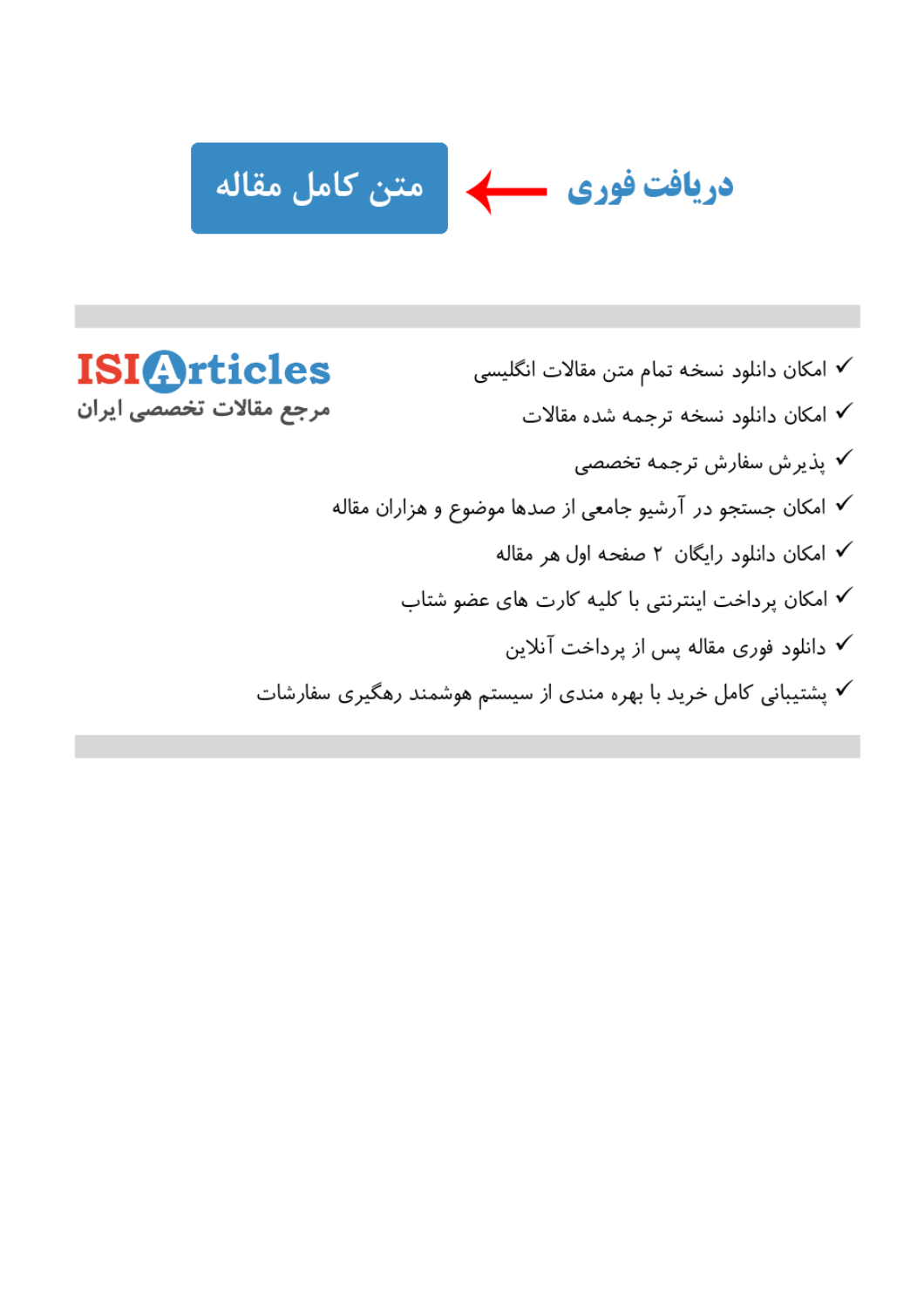دریافت فوری ← **متن کامل مقاله**

**ISIArticles**
مرجع مقالات تخصصی ایران

- ✓ امکان دانلود نسخه تمام متن مقالات انگلیسی
- ✓ امکان دانلود نسخه ترجمه شده مقالات
- ✓ پذیرش سفارش ترجمه تخصصی
- ✓ امکان جستجو در آرشیو جامعی از صدها موضوع و هزاران مقاله
- ✓ امکان دانلود رایگان ۲ صفحه اول هر مقاله
- ✓ امکان پرداخت اینترنتی با کلیه کارت های عضو شتاب
- ✓ دانلود فوری مقاله پس از پرداخت آنلاین
- ✓ پشتیبانی کامل خرید با بهره مندی از سیستم هوشمند رهگیری سفارشات